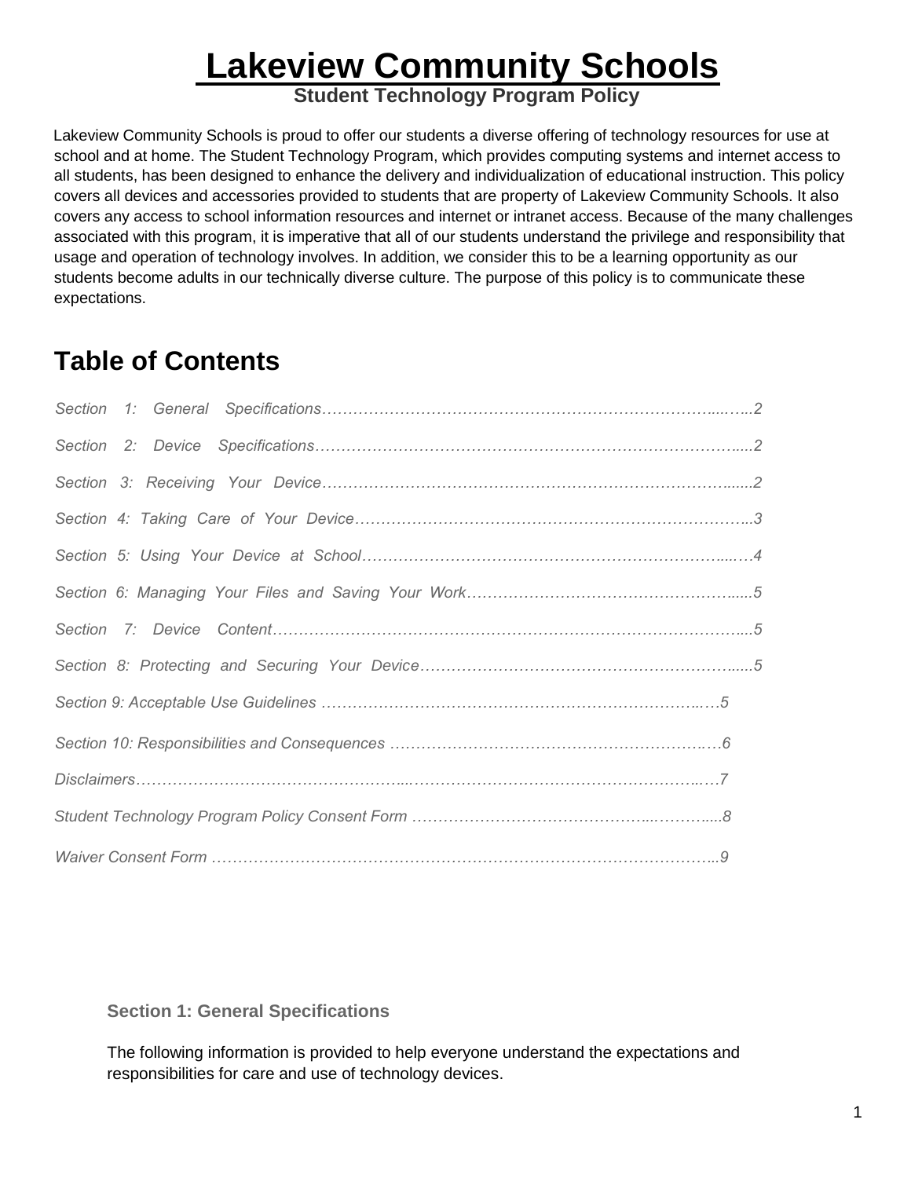# Lakeview Community Schools

**Student Technology Program Policy**

Lakeview Community Schools is proud to offer our students a diverse offering of technology resources for use at school and at home. The Student Technology Program, which provides computing systems and internet access to all students, has been designed to enhance the delivery and individualization of educational instruction. This policy covers all devices and accessories provided to students that are property of Lakeview Community Schools. It also covers any access to school information resources and internet or intranet access. Because of the many challenges associated with this program, it is imperative that all of our students understand the privilege and responsibility that usage and operation of technology involves. In addition, we consider this to be a learning opportunity as our students become adults in our technically diverse culture. The purpose of this policy is to communicate these expectations.

## Table of Contents

*Section 1: General Specifications……………………………………………………………………...…..2*

*Section 2: Device Specifications…………………………………………………………………………....2*

*Section 3: Receiving Your Device………………………………………………………………………......2*

*Section 4: Taking Care of Your Device…………………………………………………………………...3*

*Section 5: Using Your Device at School……………………………………………………………...….4*

*Section 6: Managing Your Files and Saving Your Work……………………………………………......5*

*Section 7: Device Content………………….……………………….………………………….……………....5*

*Section 8: Protecting and Securing Your Device……………………………………………………......5*

*Section 9: Acceptable Use Guidelines …………………………………………………………….…5*

*Section 10: Responsibilities and Consequences ……………………………………….……………….…6*

*Disclaimers……………………………………………...……………………………………………..…7*

*Student Technology Program Policy Consent Form ……….…………….……………...………....8*

*Waiver Consent Form ……………………………………………………………………………………..9*

### Section 1: General Specifications

The following information is provided to help everyone understand the expectations and responsibilities for care and use of technology devices.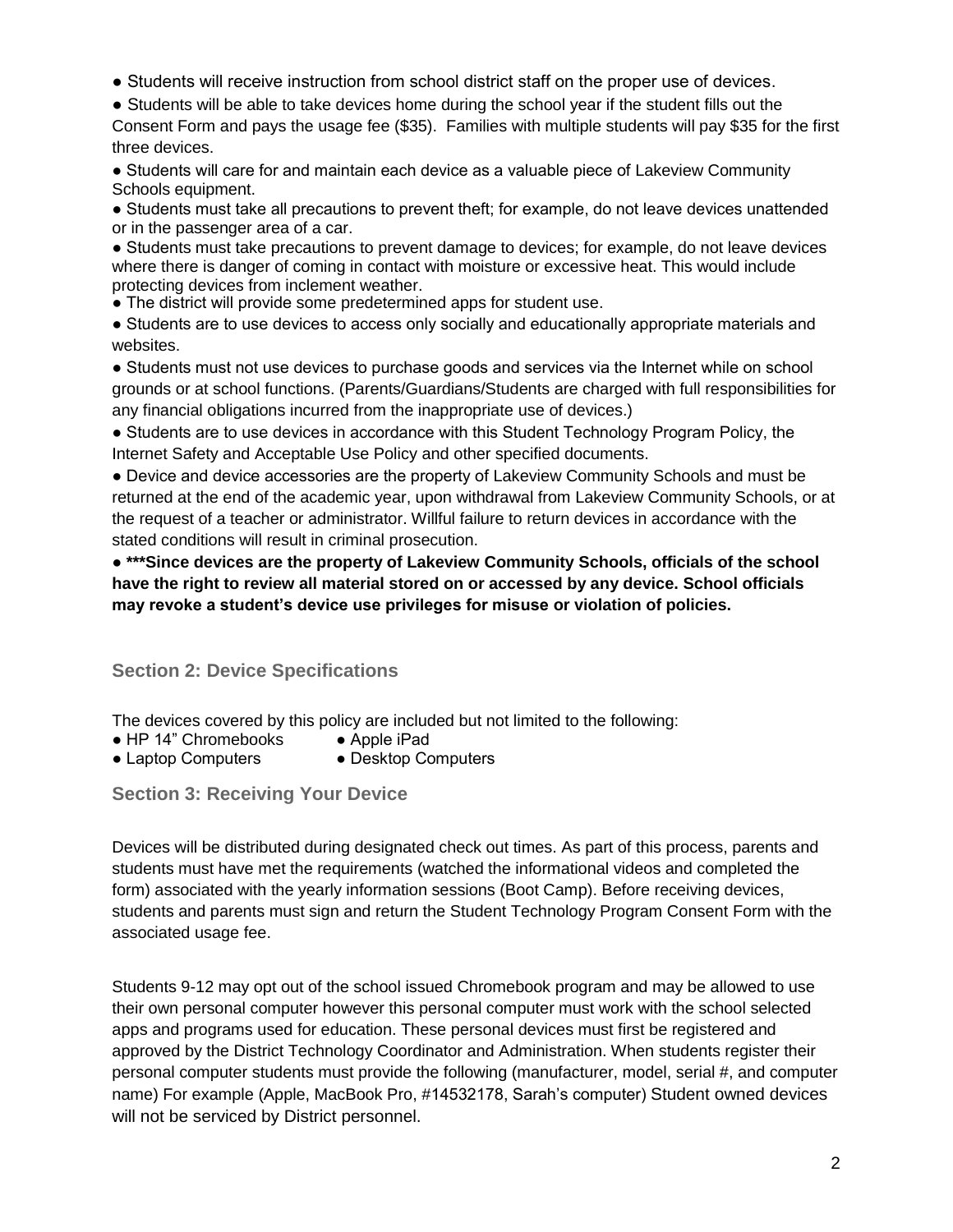- Students will receive instruction from school district staff on the proper use of devices.
- Students will be able to take devices home during the school year if the student fills out the Consent Form and pays the usage fee ($35). Families with multiple students will pay $35 for the first three devices.
- Students will care for and maintain each device as a valuable piece of Lakeview Community Schools equipment.
- Students must take all precautions to prevent theft; for example, do not leave devices unattended or in the passenger area of a car.
- Students must take precautions to prevent damage to devices; for example, do not leave devices where there is danger of coming in contact with moisture or excessive heat. This would include protecting devices from inclement weather.
- The district will provide some predetermined apps for student use.
- Students are to use devices to access only socially and educationally appropriate materials and websites.
- Students must not use devices to purchase goods and services via the Internet while on school grounds or at school functions. (Parents/Guardians/Students are charged with full responsibilities for any financial obligations incurred from the inappropriate use of devices.)
- Students are to use devices in accordance with this Student Technology Program Policy, the Internet Safety and Acceptable Use Policy and other specified documents.
- Device and device accessories are the property of Lakeview Community Schools and must be returned at the end of the academic year, upon withdrawal from Lakeview Community Schools, or at the request of a teacher or administrator. Willful failure to return devices in accordance with the stated conditions will result in criminal prosecution.
- **\*\*\*Since devices are the property of Lakeview Community Schools, officials of the school have the right to review all material stored on or accessed by any device. School officials may revoke a student's device use privileges for misuse or violation of policies.**

## Section 2: Device Specifications

The devices covered by this policy are included but not limited to the following:

- HP 14" Chromebooks
- Apple iPad
- Laptop Computers
- Desktop Computers

## Section 3: Receiving Your Device

Devices will be distributed during designated check out times. As part of this process, parents and students must have met the requirements (watched the informational videos and completed the form) associated with the yearly information sessions (Boot Camp). Before receiving devices, students and parents must sign and return the Student Technology Program Consent Form with the associated usage fee.

Students 9-12 may opt out of the school issued Chromebook program and may be allowed to use their own personal computer however this personal computer must work with the school selected apps and programs used for education. These personal devices must first be registered and approved by the District Technology Coordinator and Administration. When students register their personal computer students must provide the following (manufacturer, model, serial #, and computer name) For example (Apple, MacBook Pro, #14532178, Sarah's computer) Student owned devices will not be serviced by District personnel.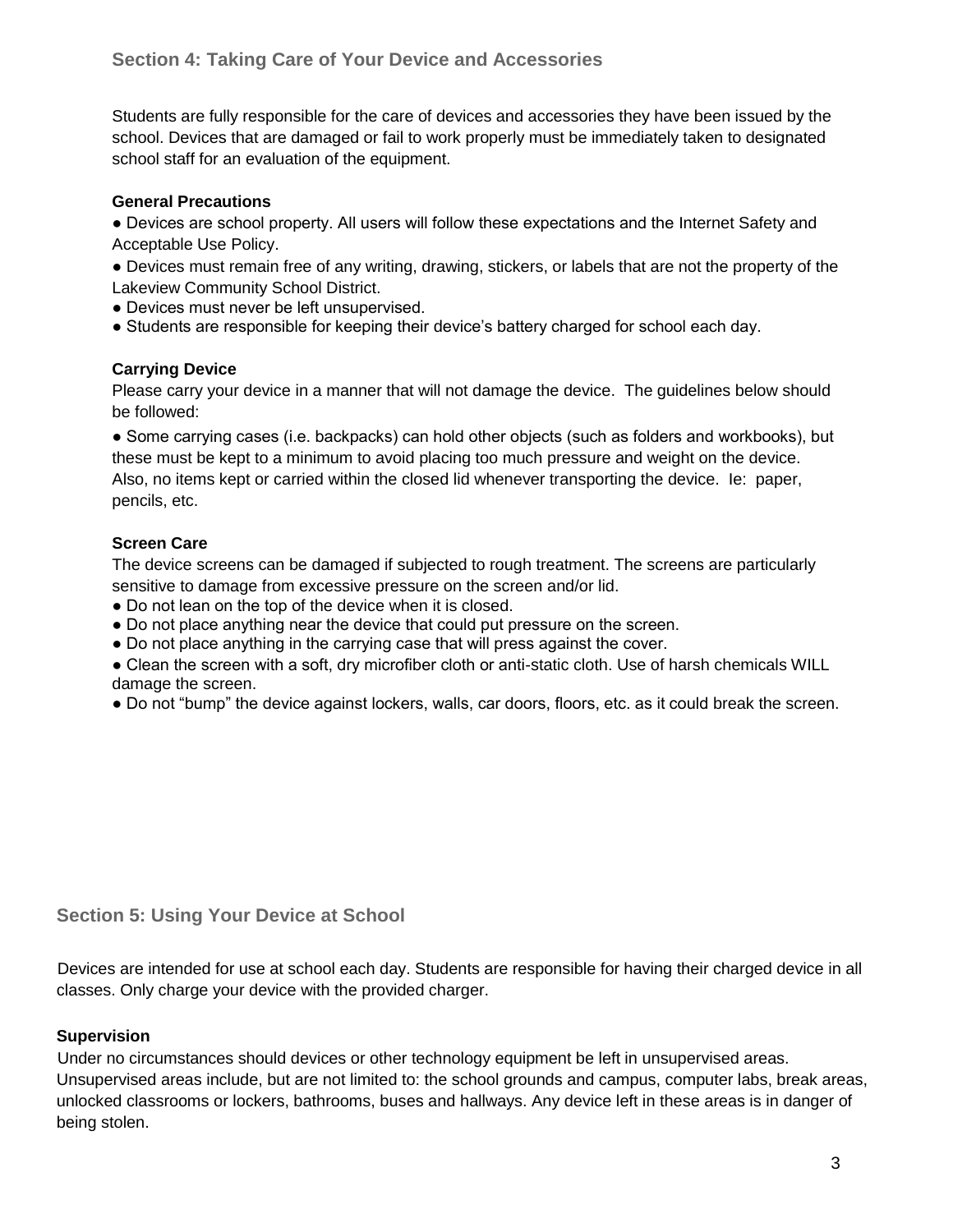## Section 4: Taking Care of Your Device and Accessories

Students are fully responsible for the care of devices and accessories they have been issued by the school. Devices that are damaged or fail to work properly must be immediately taken to designated school staff for an evaluation of the equipment.

**General Precautions**

- Devices are school property. All users will follow these expectations and the Internet Safety and Acceptable Use Policy.
- Devices must remain free of any writing, drawing, stickers, or labels that are not the property of the Lakeview Community School District.
- Devices must never be left unsupervised.
- Students are responsible for keeping their device's battery charged for school each day.

**Carrying Device**

Please carry your device in a manner that will not damage the device. The guidelines below should be followed:

- Some carrying cases (i.e. backpacks) can hold other objects (such as folders and workbooks), but these must be kept to a minimum to avoid placing too much pressure and weight on the device. Also, no items kept or carried within the closed lid whenever transporting the device. Ie: paper, pencils, etc.

**Screen Care**

The device screens can be damaged if subjected to rough treatment. The screens are particularly sensitive to damage from excessive pressure on the screen and/or lid.

- Do not lean on the top of the device when it is closed.
- Do not place anything near the device that could put pressure on the screen.
- Do not place anything in the carrying case that will press against the cover.
- Clean the screen with a soft, dry microfiber cloth or anti-static cloth. Use of harsh chemicals WILL damage the screen.
- Do not "bump" the device against lockers, walls, car doors, floors, etc. as it could break the screen.

## Section 5: Using Your Device at School

Devices are intended for use at school each day. Students are responsible for having their charged device in all classes. Only charge your device with the provided charger.

**Supervision**

Under no circumstances should devices or other technology equipment be left in unsupervised areas. Unsupervised areas include, but are not limited to: the school grounds and campus, computer labs, break areas, unlocked classrooms or lockers, bathrooms, buses and hallways. Any device left in these areas is in danger of being stolen.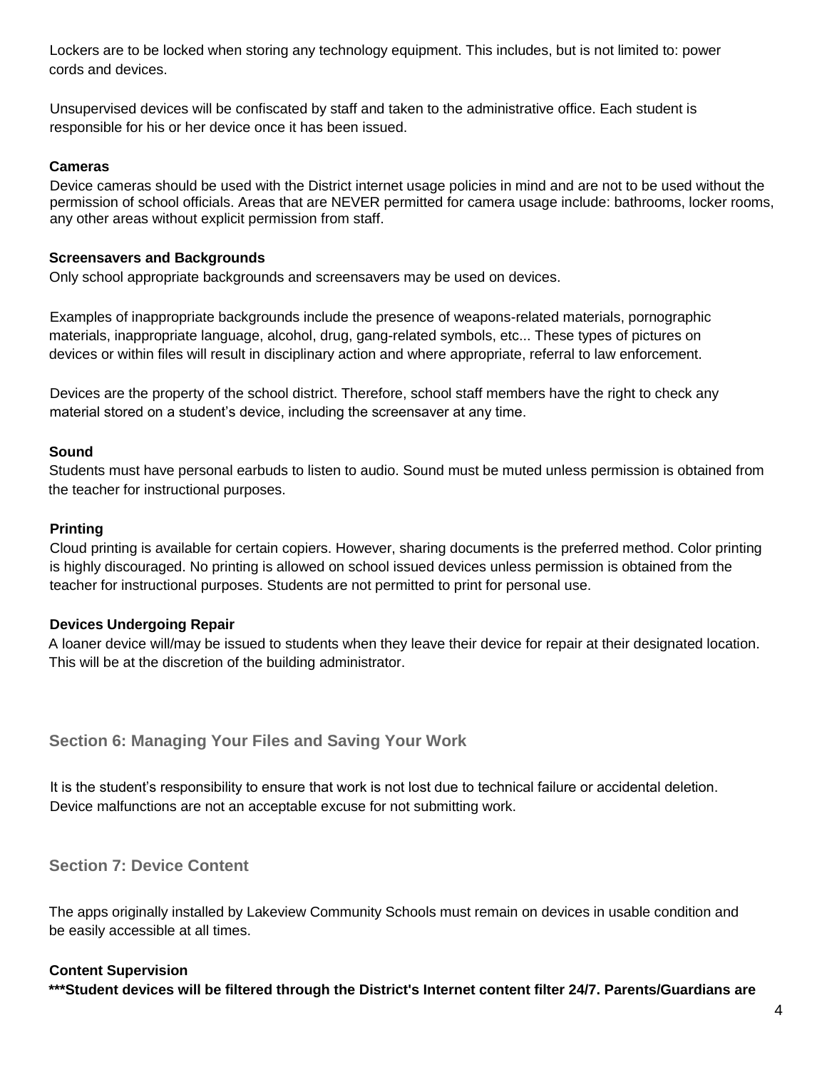Lockers are to be locked when storing any technology equipment. This includes, but is not limited to: power cords and devices.

Unsupervised devices will be confiscated by staff and taken to the administrative office. Each student is responsible for his or her device once it has been issued.

**Cameras**

Device cameras should be used with the District internet usage policies in mind and are not to be used without the permission of school officials. Areas that are NEVER permitted for camera usage include: bathrooms, locker rooms, any other areas without explicit permission from staff.

**Screensavers and Backgrounds**

Only school appropriate backgrounds and screensavers may be used on devices.

Examples of inappropriate backgrounds include the presence of weapons-related materials, pornographic materials, inappropriate language, alcohol, drug, gang-related symbols, etc... These types of pictures on devices or within files will result in disciplinary action and where appropriate, referral to law enforcement.

Devices are the property of the school district. Therefore, school staff members have the right to check any material stored on a student's device, including the screensaver at any time.

**Sound**

Students must have personal earbuds to listen to audio. Sound must be muted unless permission is obtained from the teacher for instructional purposes.

**Printing**

Cloud printing is available for certain copiers. However, sharing documents is the preferred method. Color printing is highly discouraged. No printing is allowed on school issued devices unless permission is obtained from the teacher for instructional purposes. Students are not permitted to print for personal use.

**Devices Undergoing Repair**

A loaner device will/may be issued to students when they leave their device for repair at their designated location. This will be at the discretion of the building administrator.

## Section 6: Managing Your Files and Saving Your Work

It is the student's responsibility to ensure that work is not lost due to technical failure or accidental deletion. Device malfunctions are not an acceptable excuse for not submitting work.

## Section 7: Device Content

The apps originally installed by Lakeview Community Schools must remain on devices in usable condition and be easily accessible at all times.

**Content Supervision**

**\*\*\*Student devices will be filtered through the District's Internet content filter 24/7. Parents/Guardians are**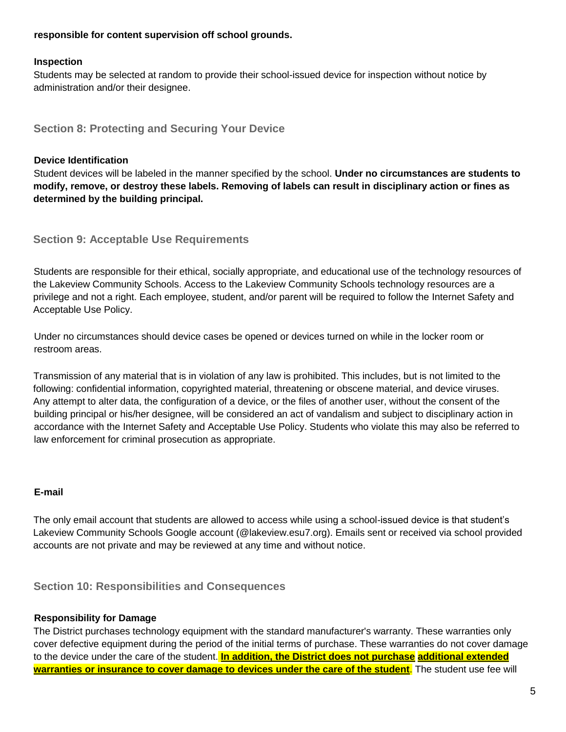**responsible for content supervision off school grounds.**

**Inspection**

Students may be selected at random to provide their school-issued device for inspection without notice by administration and/or their designee.

## Section 8: Protecting and Securing Your Device

**Device Identification**

Student devices will be labeled in the manner specified by the school. **Under no circumstances are students to modify, remove, or destroy these labels. Removing of labels can result in disciplinary action or fines as determined by the building principal.**

## Section 9: Acceptable Use Requirements

Students are responsible for their ethical, socially appropriate, and educational use of the technology resources of the Lakeview Community Schools. Access to the Lakeview Community Schools technology resources are a privilege and not a right. Each employee, student, and/or parent will be required to follow the Internet Safety and Acceptable Use Policy.

Under no circumstances should device cases be opened or devices turned on while in the locker room or restroom areas.

Transmission of any material that is in violation of any law is prohibited. This includes, but is not limited to the following: confidential information, copyrighted material, threatening or obscene material, and device viruses. Any attempt to alter data, the configuration of a device, or the files of another user, without the consent of the building principal or his/her designee, will be considered an act of vandalism and subject to disciplinary action in accordance with the Internet Safety and Acceptable Use Policy. Students who violate this may also be referred to law enforcement for criminal prosecution as appropriate.

**E-mail**

The only email account that students are allowed to access while using a school-issued device is that student's Lakeview Community Schools Google account (@lakeview.esu7.org). Emails sent or received via school provided accounts are not private and may be reviewed at any time and without notice.

## Section 10: Responsibilities and Consequences

**Responsibility for Damage**

The District purchases technology equipment with the standard manufacturer's warranty. These warranties only cover defective equipment during the period of the initial terms of purchase. These warranties do not cover damage to the device under the care of the student. **In addition, the District does not purchase additional extended warranties or insurance to cover damage to devices under the care of the student**. The student use fee will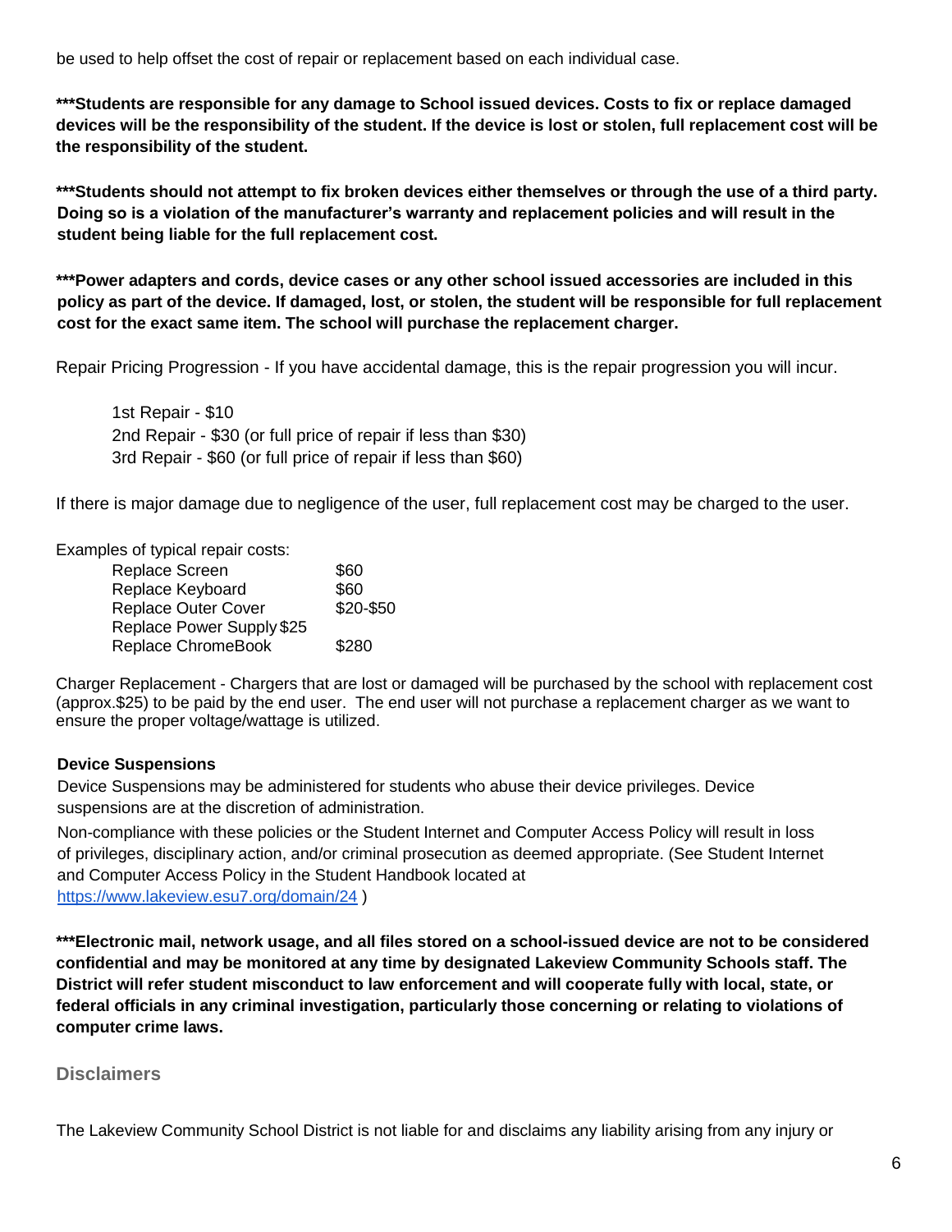be used to help offset the cost of repair or replacement based on each individual case.

*****Students are responsible for any damage to School issued devices. Costs to fix or replace damaged devices will be the responsibility of the student. If the device is lost or stolen, full replacement cost will be the responsibility of the student.**

*****Students should not attempt to fix broken devices either themselves or through the use of a third party. Doing so is a violation of the manufacturer's warranty and replacement policies and will result in the student being liable for the full replacement cost.**

*****Power adapters and cords, device cases or any other school issued accessories are included in this policy as part of the device. If damaged, lost, or stolen, the student will be responsible for full replacement cost for the exact same item. The school will purchase the replacement charger.**

Repair Pricing Progression - If you have accidental damage, this is the repair progression you will incur.

1st Repair - $10
2nd Repair - $30 (or full price of repair if less than $30)
3rd Repair - $60 (or full price of repair if less than $60)

If there is major damage due to negligence of the user, full replacement cost may be charged to the user.

Examples of typical repair costs:

| | |
|---|---|
| Replace Screen | $60 |
| Replace Keyboard | $60 |
| Replace Outer Cover | $20-$50 |
| Replace Power Supply | $25 |
| Replace ChromeBook | $280 |

Charger Replacement - Chargers that are lost or damaged will be purchased by the school with replacement cost (approx.$25) to be paid by the end user. The end user will not purchase a replacement charger as we want to ensure the proper voltage/wattage is utilized.

**Device Suspensions**

Device Suspensions may be administered for students who abuse their device privileges. Device suspensions are at the discretion of administration.

Non-compliance with these policies or the Student Internet and Computer Access Policy will result in loss of privileges, disciplinary action, and/or criminal prosecution as deemed appropriate. (See Student Internet and Computer Access Policy in the Student Handbook located at https://www.lakeview.esu7.org/domain/24 )

*****Electronic mail, network usage, and all files stored on a school-issued device are not to be considered confidential and may be monitored at any time by designated Lakeview Community Schools staff. The District will refer student misconduct to law enforcement and will cooperate fully with local, state, or federal officials in any criminal investigation, particularly those concerning or relating to violations of computer crime laws.**

## Disclaimers

The Lakeview Community School District is not liable for and disclaims any liability arising from any injury or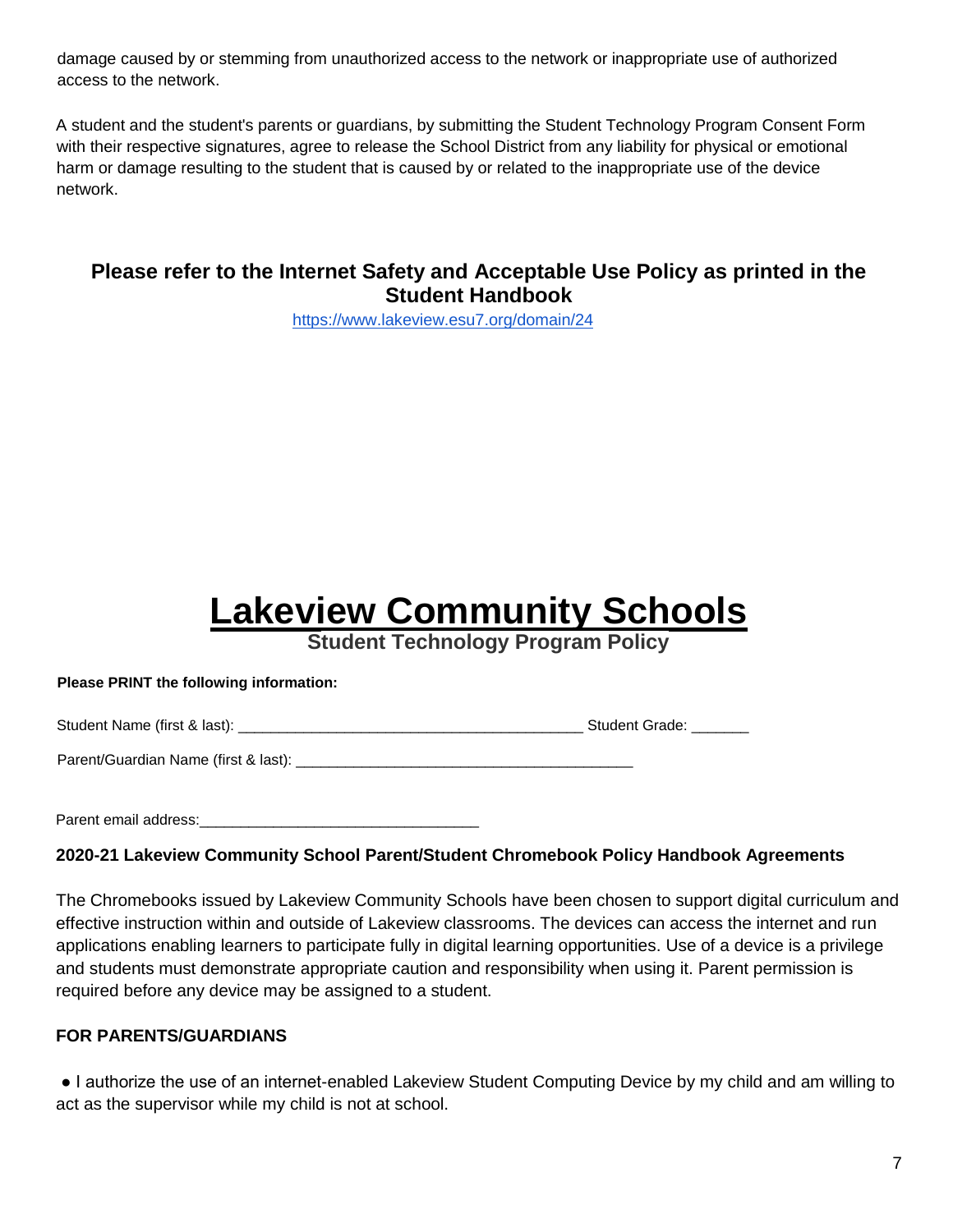damage caused by or stemming from unauthorized access to the network or inappropriate use of authorized access to the network.

A student and the student's parents or guardians, by submitting the Student Technology Program Consent Form with their respective signatures, agree to release the School District from any liability for physical or emotional harm or damage resulting to the student that is caused by or related to the inappropriate use of the device network.

### Please refer to the Internet Safety and Acceptable Use Policy as printed in the Student Handbook

https://www.lakeview.esu7.org/domain/24

# Lakeview Community Schools

## Student Technology Program Policy

**Please PRINT the following information:**

Student Name (first & last): ________________________________________ Student Grade: _______

Parent/Guardian Name (first & last): ________________________________________

Parent email address:__________________________________

**2020-21 Lakeview Community School Parent/Student Chromebook Policy Handbook Agreements**

The Chromebooks issued by Lakeview Community Schools have been chosen to support digital curriculum and effective instruction within and outside of Lakeview classrooms. The devices can access the internet and run applications enabling learners to participate fully in digital learning opportunities. Use of a device is a privilege and students must demonstrate appropriate caution and responsibility when using it. Parent permission is required before any device may be assigned to a student.

**FOR PARENTS/GUARDIANS**

- I authorize the use of an internet-enabled Lakeview Student Computing Device by my child and am willing to act as the supervisor while my child is not at school.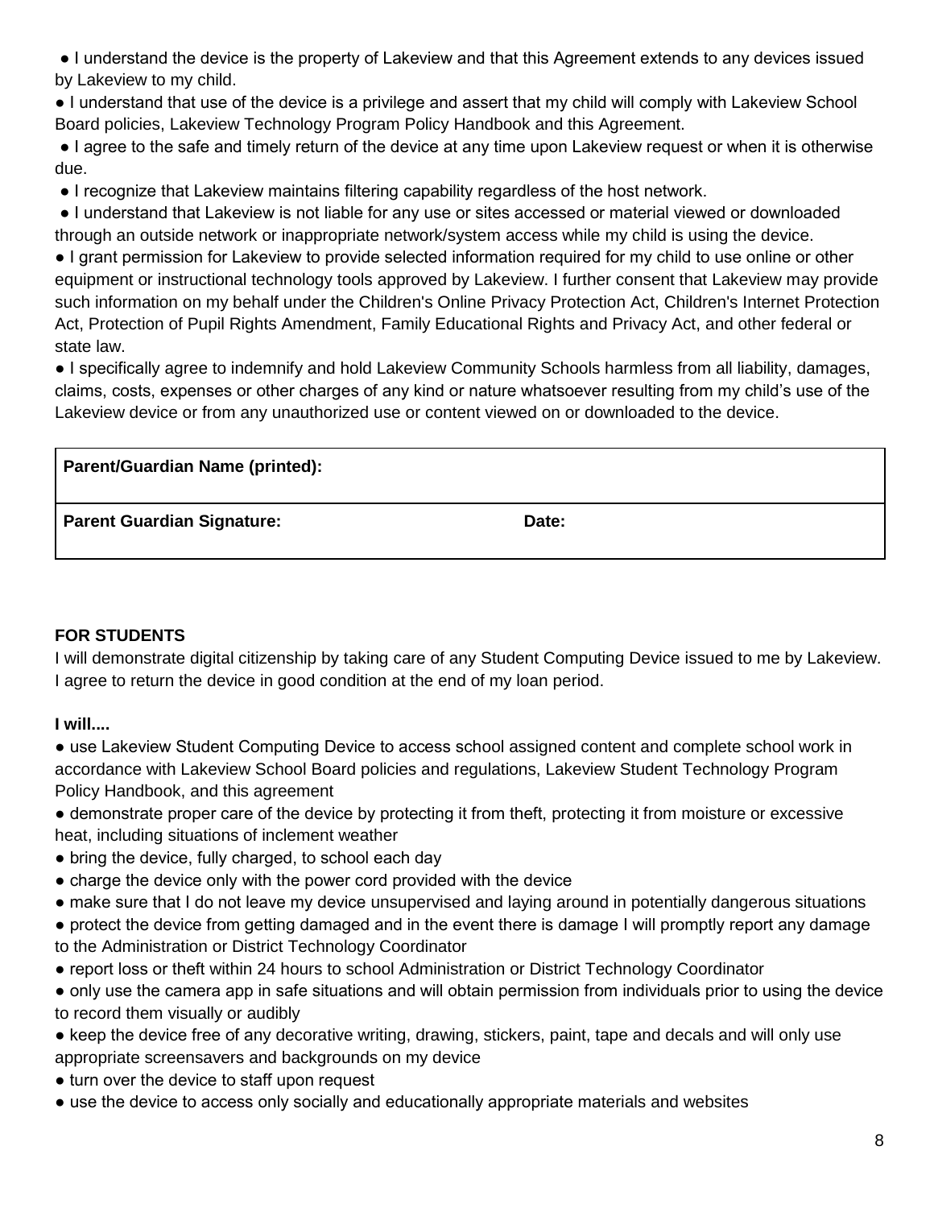- I understand the device is the property of Lakeview and that this Agreement extends to any devices issued by Lakeview to my child.
- I understand that use of the device is a privilege and assert that my child will comply with Lakeview School Board policies, Lakeview Technology Program Policy Handbook and this Agreement.
- I agree to the safe and timely return of the device at any time upon Lakeview request or when it is otherwise due.
- I recognize that Lakeview maintains filtering capability regardless of the host network.
- I understand that Lakeview is not liable for any use or sites accessed or material viewed or downloaded through an outside network or inappropriate network/system access while my child is using the device.
- I grant permission for Lakeview to provide selected information required for my child to use online or other equipment or instructional technology tools approved by Lakeview. I further consent that Lakeview may provide such information on my behalf under the Children's Online Privacy Protection Act, Children's Internet Protection Act, Protection of Pupil Rights Amendment, Family Educational Rights and Privacy Act, and other federal or state law.
- I specifically agree to indemnify and hold Lakeview Community Schools harmless from all liability, damages, claims, costs, expenses or other charges of any kind or nature whatsoever resulting from my child's use of the Lakeview device or from any unauthorized use or content viewed on or downloaded to the device.

| **Parent/Guardian Name (printed):** | |
|---|---|
| **Parent Guardian Signature:** | **Date:** |

**FOR STUDENTS**

I will demonstrate digital citizenship by taking care of any Student Computing Device issued to me by Lakeview. I agree to return the device in good condition at the end of my loan period.

**I will....**

- use Lakeview Student Computing Device to access school assigned content and complete school work in accordance with Lakeview School Board policies and regulations, Lakeview Student Technology Program Policy Handbook, and this agreement
- demonstrate proper care of the device by protecting it from theft, protecting it from moisture or excessive heat, including situations of inclement weather
- bring the device, fully charged, to school each day
- charge the device only with the power cord provided with the device
- make sure that I do not leave my device unsupervised and laying around in potentially dangerous situations
- protect the device from getting damaged and in the event there is damage I will promptly report any damage to the Administration or District Technology Coordinator
- report loss or theft within 24 hours to school Administration or District Technology Coordinator
- only use the camera app in safe situations and will obtain permission from individuals prior to using the device to record them visually or audibly
- keep the device free of any decorative writing, drawing, stickers, paint, tape and decals and will only use appropriate screensavers and backgrounds on my device
- turn over the device to staff upon request
- use the device to access only socially and educationally appropriate materials and websites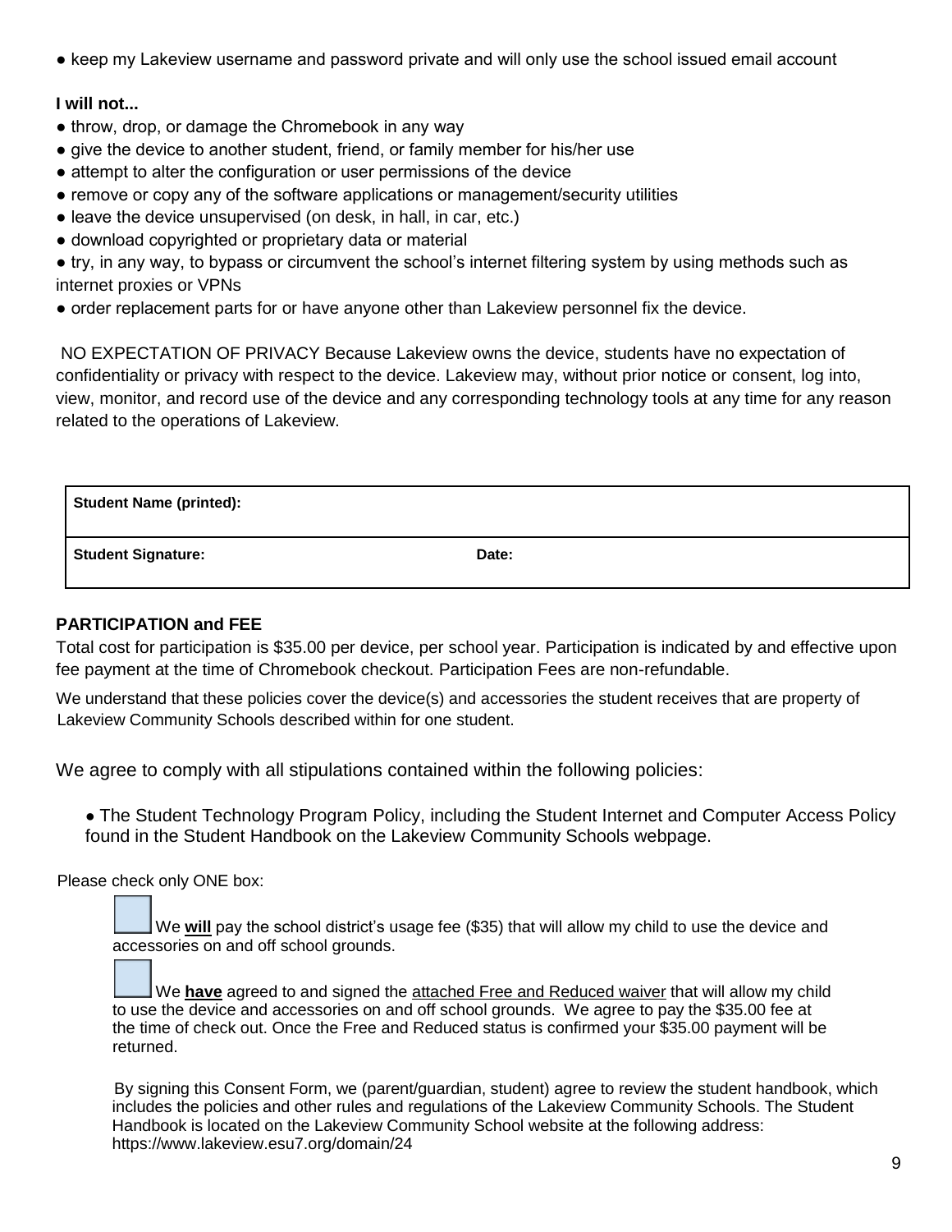- keep my Lakeview username and password private and will only use the school issued email account

**I will not...**

- throw, drop, or damage the Chromebook in any way
- give the device to another student, friend, or family member for his/her use
- attempt to alter the configuration or user permissions of the device
- remove or copy any of the software applications or management/security utilities
- leave the device unsupervised (on desk, in hall, in car, etc.)
- download copyrighted or proprietary data or material
- try, in any way, to bypass or circumvent the school's internet filtering system by using methods such as internet proxies or VPNs
- order replacement parts for or have anyone other than Lakeview personnel fix the device.

NO EXPECTATION OF PRIVACY Because Lakeview owns the device, students have no expectation of confidentiality or privacy with respect to the device. Lakeview may, without prior notice or consent, log into, view, monitor, and record use of the device and any corresponding technology tools at any time for any reason related to the operations of Lakeview.

| **Student Name (printed):** | |
| --- | --- |
| **Student Signature:** | **Date:** |

**PARTICIPATION and FEE**

Total cost for participation is $35.00 per device, per school year. Participation is indicated by and effective upon fee payment at the time of Chromebook checkout. Participation Fees are non-refundable.

We understand that these policies cover the device(s) and accessories the student receives that are property of Lakeview Community Schools described within for one student.

We agree to comply with all stipulations contained within the following policies:

- The Student Technology Program Policy, including the Student Internet and Computer Access Policy found in the Student Handbook on the Lakeview Community Schools webpage.

Please check only ONE box:

☐ We **will** pay the school district's usage fee ($35) that will allow my child to use the device and accessories on and off school grounds.

☐ We **have** agreed to and signed the attached Free and Reduced waiver that will allow my child to use the device and accessories on and off school grounds. We agree to pay the $35.00 fee at the time of check out. Once the Free and Reduced status is confirmed your $35.00 payment will be returned.

By signing this Consent Form, we (parent/guardian, student) agree to review the student handbook, which includes the policies and other rules and regulations of the Lakeview Community Schools. The Student Handbook is located on the Lakeview Community School website at the following address: https://www.lakeview.esu7.org/domain/24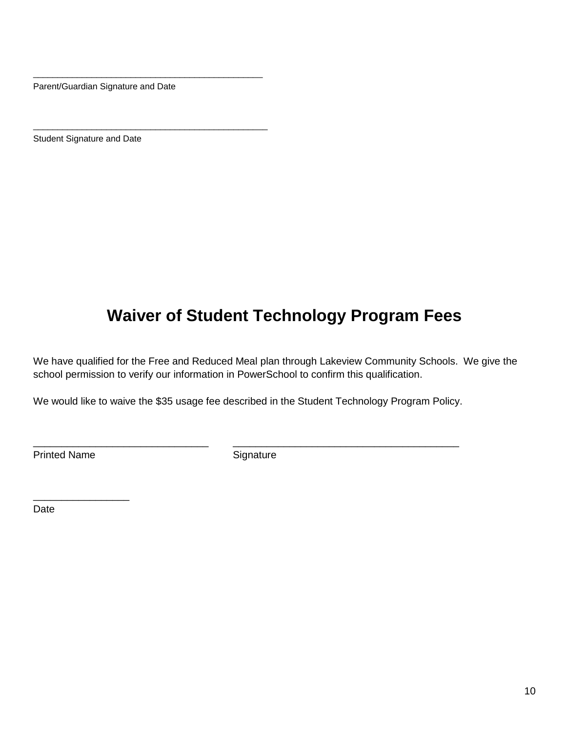\_\_\_\_\_\_\_\_\_\_\_\_\_\_\_\_\_\_\_\_\_\_\_\_\_\_\_\_\_\_\_\_\_\_\_\_\_\_\_\_\_\_\_\_\_\_

Parent/Guardian Signature and Date

\_\_\_\_\_\_\_\_\_\_\_\_\_\_\_\_\_\_\_\_\_\_\_\_\_\_\_\_\_\_\_\_\_\_\_\_\_\_\_\_\_\_\_\_\_\_

Student Signature and Date

# Waiver of Student Technology Program Fees

We have qualified for the Free and Reduced Meal plan through Lakeview Community Schools. We give the school permission to verify our information in PowerSchool to confirm this qualification.

We would like to waive the $35 usage fee described in the Student Technology Program Policy.

\_\_\_\_\_\_\_\_\_\_\_\_\_\_\_\_\_\_\_\_\_\_\_\_\_\_\_\_\_\_\_\_ \_\_\_\_\_\_\_\_\_\_\_\_\_\_\_\_\_\_\_\_\_\_\_\_\_\_\_\_\_\_\_\_\_\_\_\_\_\_\_\_

Printed Name Signature

\_\_\_\_\_\_\_\_\_\_\_\_\_\_\_\_\_

Date